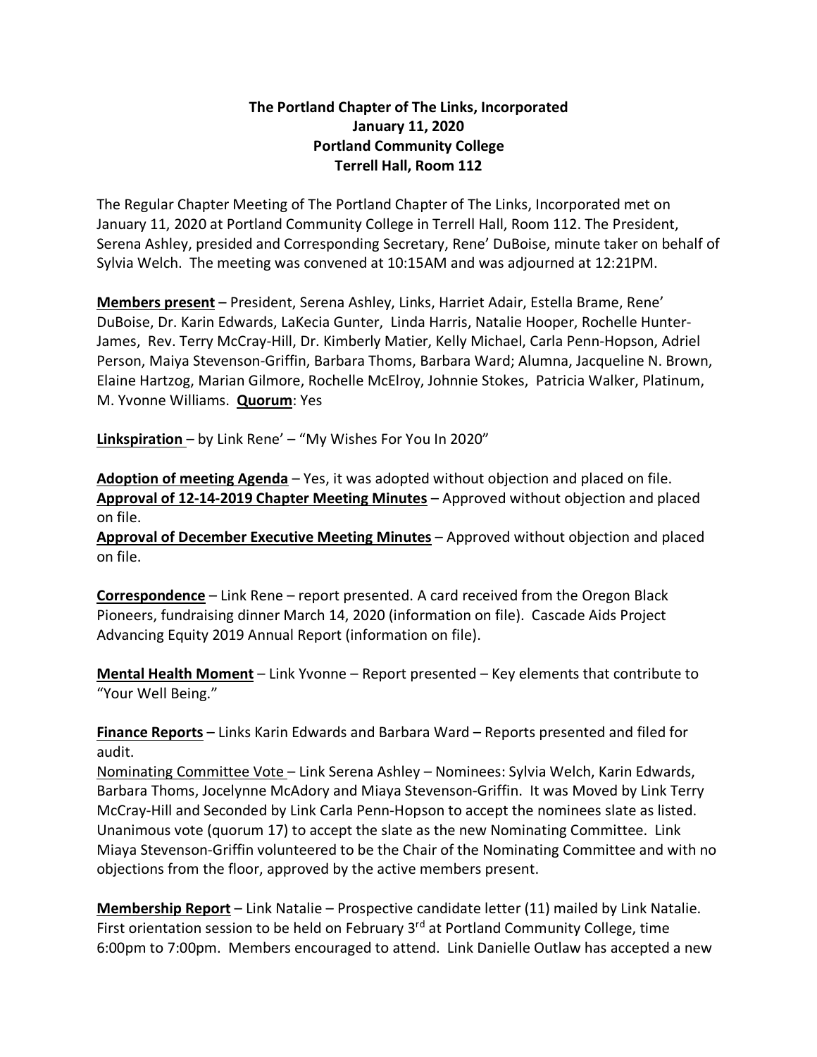**The Portland Chapter of The Links, Incorporated**
**January 11, 2020**
**Portland Community College**
**Terrell Hall, Room 112**

The Regular Chapter Meeting of The Portland Chapter of The Links, Incorporated met on January 11, 2020 at Portland Community College in Terrell Hall, Room 112. The President, Serena Ashley, presided and Corresponding Secretary, Rene' DuBoise, minute taker on behalf of Sylvia Welch. The meeting was convened at 10:15AM and was adjourned at 12:21PM.

**Members present** – President, Serena Ashley, Links, Harriet Adair, Estella Brame, Rene' DuBoise, Dr. Karin Edwards, LaKecia Gunter, Linda Harris, Natalie Hooper, Rochelle Hunter-James, Rev. Terry McCray-Hill, Dr. Kimberly Matier, Kelly Michael, Carla Penn-Hopson, Adriel Person, Maiya Stevenson-Griffin, Barbara Thoms, Barbara Ward; Alumna, Jacqueline N. Brown, Elaine Hartzog, Marian Gilmore, Rochelle McElroy, Johnnie Stokes, Patricia Walker, Platinum, M. Yvonne Williams. **Quorum**: Yes

**Linkspiration** – by Link Rene' – "My Wishes For You In 2020"

**Adoption of meeting Agenda** – Yes, it was adopted without objection and placed on file.
**Approval of 12-14-2019 Chapter Meeting Minutes** – Approved without objection and placed on file.
**Approval of December Executive Meeting Minutes** – Approved without objection and placed on file.

**Correspondence** – Link Rene – report presented. A card received from the Oregon Black Pioneers, fundraising dinner March 14, 2020 (information on file). Cascade Aids Project Advancing Equity 2019 Annual Report (information on file).

**Mental Health Moment** – Link Yvonne – Report presented – Key elements that contribute to "Your Well Being."

**Finance Reports** – Links Karin Edwards and Barbara Ward – Reports presented and filed for audit.
Nominating Committee Vote – Link Serena Ashley – Nominees: Sylvia Welch, Karin Edwards, Barbara Thoms, Jocelynne McAdory and Miaya Stevenson-Griffin. It was Moved by Link Terry McCray-Hill and Seconded by Link Carla Penn-Hopson to accept the nominees slate as listed. Unanimous vote (quorum 17) to accept the slate as the new Nominating Committee. Link Miaya Stevenson-Griffin volunteered to be the Chair of the Nominating Committee and with no objections from the floor, approved by the active members present.

**Membership Report** – Link Natalie – Prospective candidate letter (11) mailed by Link Natalie. First orientation session to be held on February 3rd at Portland Community College, time 6:00pm to 7:00pm. Members encouraged to attend. Link Danielle Outlaw has accepted a new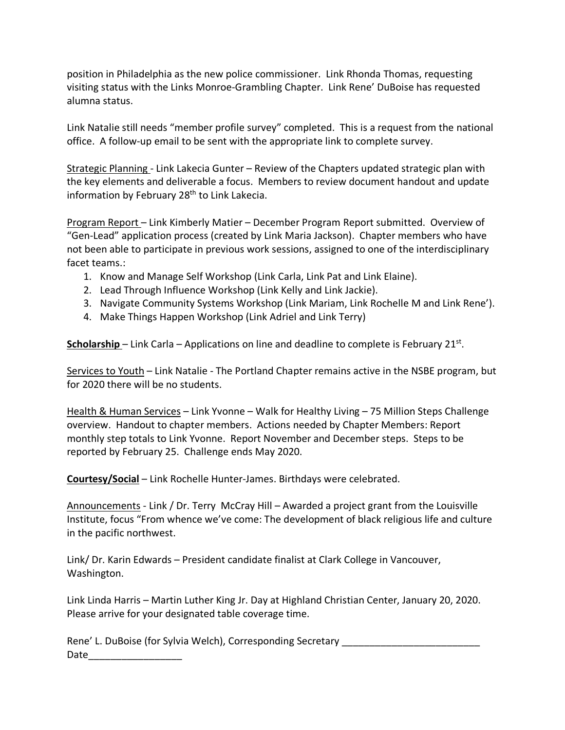position in Philadelphia as the new police commissioner. Link Rhonda Thomas, requesting visiting status with the Links Monroe-Grambling Chapter. Link Rene' DuBoise has requested alumna status.

Link Natalie still needs "member profile survey" completed. This is a request from the national office. A follow-up email to be sent with the appropriate link to complete survey.

<u>Strategic Planning</u> - Link Lakecia Gunter – Review of the Chapters updated strategic plan with the key elements and deliverable a focus. Members to review document handout and update information by February 28th to Link Lakecia.

<u>Program Report</u> – Link Kimberly Matier – December Program Report submitted. Overview of "Gen-Lead" application process (created by Link Maria Jackson). Chapter members who have not been able to participate in previous work sessions, assigned to one of the interdisciplinary facet teams.:

1. Know and Manage Self Workshop (Link Carla, Link Pat and Link Elaine).
2. Lead Through Influence Workshop (Link Kelly and Link Jackie).
3. Navigate Community Systems Workshop (Link Mariam, Link Rochelle M and Link Rene').
4. Make Things Happen Workshop (Link Adriel and Link Terry)

**<u>Scholarship</u>** – Link Carla – Applications on line and deadline to complete is February 21st.

<u>Services to Youth</u> – Link Natalie - The Portland Chapter remains active in the NSBE program, but for 2020 there will be no students.

<u>Health & Human Services</u> – Link Yvonne – Walk for Healthy Living – 75 Million Steps Challenge overview. Handout to chapter members. Actions needed by Chapter Members: Report monthly step totals to Link Yvonne. Report November and December steps. Steps to be reported by February 25. Challenge ends May 2020.

**<u>Courtesy/Social</u>** – Link Rochelle Hunter-James. Birthdays were celebrated.

<u>Announcements</u> - Link / Dr. Terry McCray Hill – Awarded a project grant from the Louisville Institute, focus "From whence we've come: The development of black religious life and culture in the pacific northwest.

Link/ Dr. Karin Edwards – President candidate finalist at Clark College in Vancouver, Washington.

Link Linda Harris – Martin Luther King Jr. Day at Highland Christian Center, January 20, 2020. Please arrive for your designated table coverage time.

Rene' L. DuBoise (for Sylvia Welch), Corresponding Secretary _________________________
Date_________________